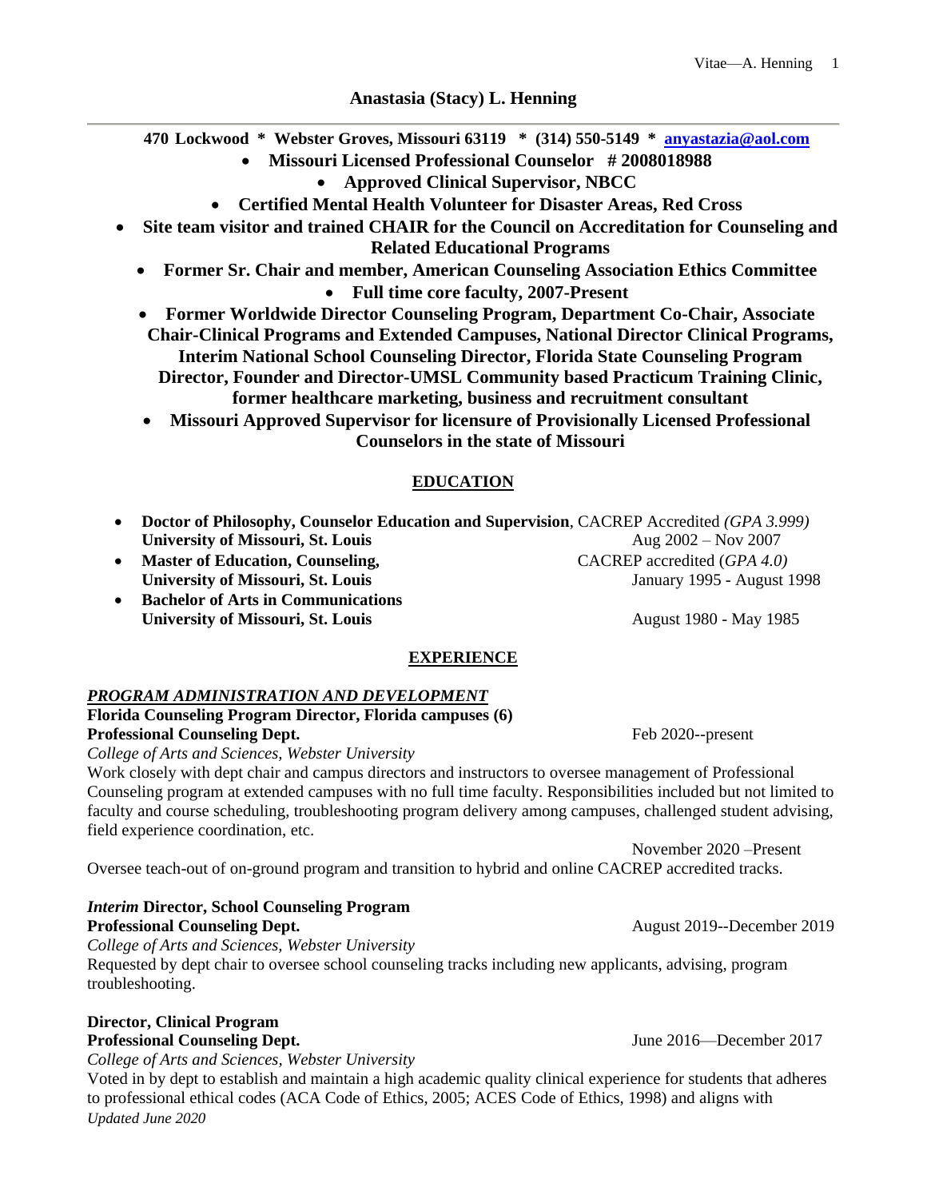# Anastasia (Stacy) L. Henning

**470 Lockwood * Webster Groves, Missouri 63119 * (314) 550-5149 * [anyastazia@aol.com](mailto:anyastazia@aol.com)**

- **Missouri Licensed Professional Counselor # 2008018988**
- **Approved Clinical Supervisor, NBCC**
- **Certified Mental Health Volunteer for Disaster Areas, Red Cross**
- **Site team visitor and trained CHAIR for the Council on Accreditation for Counseling and Related Educational Programs**
- **Former Sr. Chair and member, American Counseling Association Ethics Committee**
- **Full time core faculty, 2007-Present**
- **Former Worldwide Director Counseling Program, Department Co-Chair, Associate Chair-Clinical Programs and Extended Campuses, National Director Clinical Programs, Interim National School Counseling Director, Florida State Counseling Program Director, Founder and Director-UMSL Community based Practicum Training Clinic, former healthcare marketing, business and recruitment consultant**
- **Missouri Approved Supervisor for licensure of Provisionally Licensed Professional Counselors in the state of Missouri**

## EDUCATION

- **Doctor of Philosophy, Counselor Education and Supervision**, CACREP Accredited *(GPA 3.999)*
  **University of Missouri, St. Louis** — Aug 2002 – Nov 2007
- **Master of Education, Counseling,** CACREP accredited (*GPA 4.0)*
  **University of Missouri, St. Louis** — January 1995 - August 1998
- **Bachelor of Arts in Communications**
  **University of Missouri, St. Louis** — August 1980 - May 1985

## EXPERIENCE

### *PROGRAM ADMINISTRATION AND DEVELOPMENT*

**Florida Counseling Program Director, Florida campuses (6)**
**Professional Counseling Dept.** — Feb 2020--present
*College of Arts and Sciences, Webster University*
Work closely with dept chair and campus directors and instructors to oversee management of Professional Counseling program at extended campuses with no full time faculty. Responsibilities included but not limited to faculty and course scheduling, troubleshooting program delivery among campuses, challenged student advising, field experience coordination, etc.

November 2020 –Present
Oversee teach-out of on-ground program and transition to hybrid and online CACREP accredited tracks.

***Interim* Director, School Counseling Program**
**Professional Counseling Dept.** — August 2019--December 2019
*College of Arts and Sciences, Webster University*
Requested by dept chair to oversee school counseling tracks including new applicants, advising, program troubleshooting.

**Director, Clinical Program**
**Professional Counseling Dept.** — June 2016—December 2017
*College of Arts and Sciences, Webster University*
Voted in by dept to establish and maintain a high academic quality clinical experience for students that adheres to professional ethical codes (ACA Code of Ethics, 2005; ACES Code of Ethics, 1998) and aligns with

*Updated June 2020*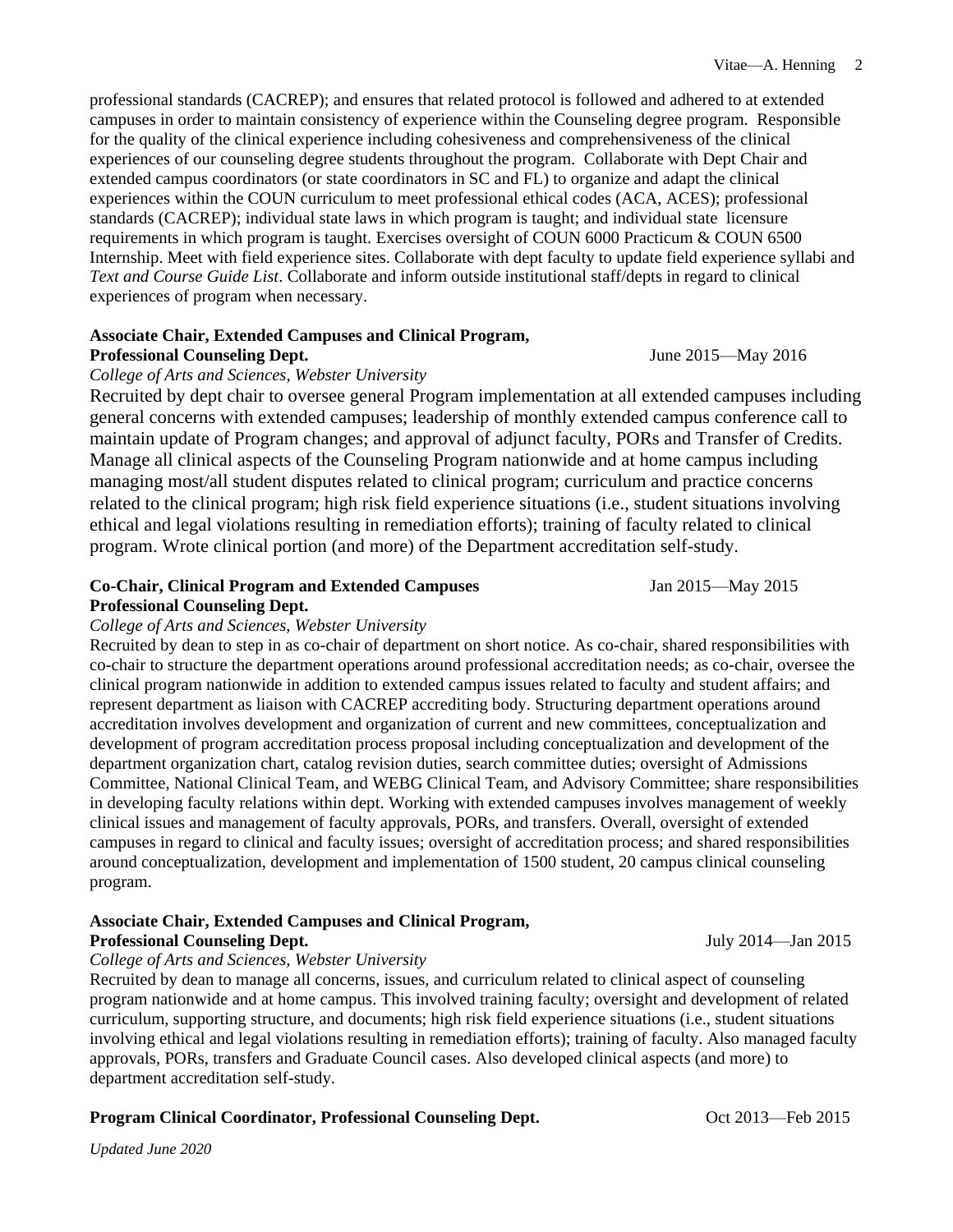professional standards (CACREP); and ensures that related protocol is followed and adhered to at extended campuses in order to maintain consistency of experience within the Counseling degree program. Responsible for the quality of the clinical experience including cohesiveness and comprehensiveness of the clinical experiences of our counseling degree students throughout the program. Collaborate with Dept Chair and extended campus coordinators (or state coordinators in SC and FL) to organize and adapt the clinical experiences within the COUN curriculum to meet professional ethical codes (ACA, ACES); professional standards (CACREP); individual state laws in which program is taught; and individual state licensure requirements in which program is taught. Exercises oversight of COUN 6000 Practicum & COUN 6500 Internship. Meet with field experience sites. Collaborate with dept faculty to update field experience syllabi and *Text and Course Guide List*. Collaborate and inform outside institutional staff/depts in regard to clinical experiences of program when necessary.

**Associate Chair, Extended Campuses and Clinical Program, Professional Counseling Dept.** June 2015—May 2016
*College of Arts and Sciences, Webster University*
Recruited by dept chair to oversee general Program implementation at all extended campuses including general concerns with extended campuses; leadership of monthly extended campus conference call to maintain update of Program changes; and approval of adjunct faculty, PORs and Transfer of Credits. Manage all clinical aspects of the Counseling Program nationwide and at home campus including managing most/all student disputes related to clinical program; curriculum and practice concerns related to the clinical program; high risk field experience situations (i.e., student situations involving ethical and legal violations resulting in remediation efforts); training of faculty related to clinical program. Wrote clinical portion (and more) of the Department accreditation self-study.

**Co-Chair, Clinical Program and Extended Campuses Professional Counseling Dept.** Jan 2015—May 2015
*College of Arts and Sciences, Webster University*
Recruited by dean to step in as co-chair of department on short notice. As co-chair, shared responsibilities with co-chair to structure the department operations around professional accreditation needs; as co-chair, oversee the clinical program nationwide in addition to extended campus issues related to faculty and student affairs; and represent department as liaison with CACREP accrediting body. Structuring department operations around accreditation involves development and organization of current and new committees, conceptualization and development of program accreditation process proposal including conceptualization and development of the department organization chart, catalog revision duties, search committee duties; oversight of Admissions Committee, National Clinical Team, and WEBG Clinical Team, and Advisory Committee; share responsibilities in developing faculty relations within dept. Working with extended campuses involves management of weekly clinical issues and management of faculty approvals, PORs, and transfers. Overall, oversight of extended campuses in regard to clinical and faculty issues; oversight of accreditation process; and shared responsibilities around conceptualization, development and implementation of 1500 student, 20 campus clinical counseling program.

**Associate Chair, Extended Campuses and Clinical Program, Professional Counseling Dept.** July 2014—Jan 2015
*College of Arts and Sciences, Webster University*
Recruited by dean to manage all concerns, issues, and curriculum related to clinical aspect of counseling program nationwide and at home campus. This involved training faculty; oversight and development of related curriculum, supporting structure, and documents; high risk field experience situations (i.e., student situations involving ethical and legal violations resulting in remediation efforts); training of faculty. Also managed faculty approvals, PORs, transfers and Graduate Council cases. Also developed clinical aspects (and more) to department accreditation self-study.

**Program Clinical Coordinator, Professional Counseling Dept.** Oct 2013—Feb 2015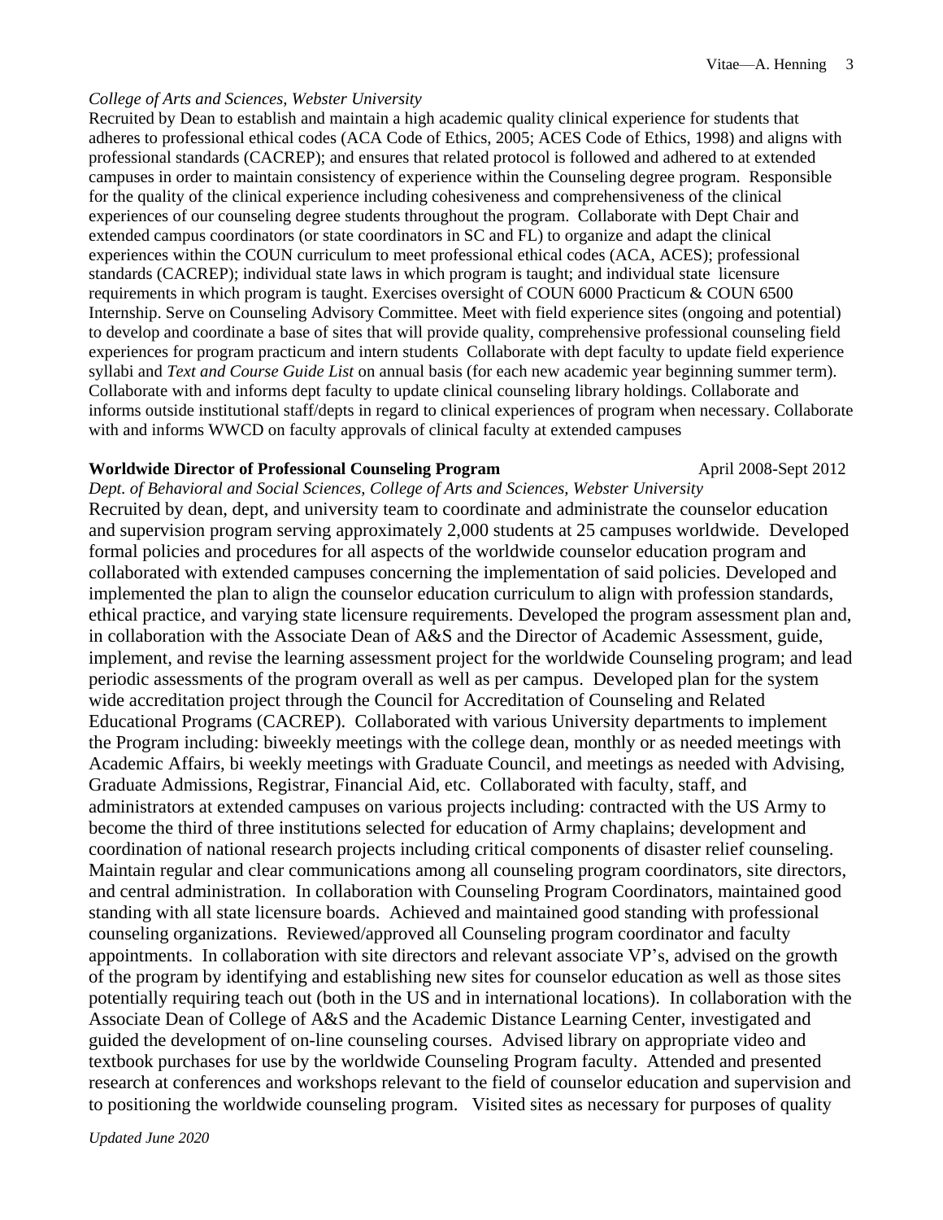*College of Arts and Sciences, Webster University*

Recruited by Dean to establish and maintain a high academic quality clinical experience for students that adheres to professional ethical codes (ACA Code of Ethics, 2005; ACES Code of Ethics, 1998) and aligns with professional standards (CACREP); and ensures that related protocol is followed and adhered to at extended campuses in order to maintain consistency of experience within the Counseling degree program. Responsible for the quality of the clinical experience including cohesiveness and comprehensiveness of the clinical experiences of our counseling degree students throughout the program. Collaborate with Dept Chair and extended campus coordinators (or state coordinators in SC and FL) to organize and adapt the clinical experiences within the COUN curriculum to meet professional ethical codes (ACA, ACES); professional standards (CACREP); individual state laws in which program is taught; and individual state licensure requirements in which program is taught. Exercises oversight of COUN 6000 Practicum & COUN 6500 Internship. Serve on Counseling Advisory Committee. Meet with field experience sites (ongoing and potential) to develop and coordinate a base of sites that will provide quality, comprehensive professional counseling field experiences for program practicum and intern students Collaborate with dept faculty to update field experience syllabi and *Text and Course Guide List* on annual basis (for each new academic year beginning summer term). Collaborate with and informs dept faculty to update clinical counseling library holdings. Collaborate and informs outside institutional staff/depts in regard to clinical experiences of program when necessary. Collaborate with and informs WWCD on faculty approvals of clinical faculty at extended campuses

**Worldwide Director of Professional Counseling Program** April 2008-Sept 2012

*Dept. of Behavioral and Social Sciences, College of Arts and Sciences, Webster University*

Recruited by dean, dept, and university team to coordinate and administrate the counselor education and supervision program serving approximately 2,000 students at 25 campuses worldwide. Developed formal policies and procedures for all aspects of the worldwide counselor education program and collaborated with extended campuses concerning the implementation of said policies. Developed and implemented the plan to align the counselor education curriculum to align with profession standards, ethical practice, and varying state licensure requirements. Developed the program assessment plan and, in collaboration with the Associate Dean of A&S and the Director of Academic Assessment, guide, implement, and revise the learning assessment project for the worldwide Counseling program; and lead periodic assessments of the program overall as well as per campus. Developed plan for the system wide accreditation project through the Council for Accreditation of Counseling and Related Educational Programs (CACREP). Collaborated with various University departments to implement the Program including: biweekly meetings with the college dean, monthly or as needed meetings with Academic Affairs, bi weekly meetings with Graduate Council, and meetings as needed with Advising, Graduate Admissions, Registrar, Financial Aid, etc. Collaborated with faculty, staff, and administrators at extended campuses on various projects including: contracted with the US Army to become the third of three institutions selected for education of Army chaplains; development and coordination of national research projects including critical components of disaster relief counseling. Maintain regular and clear communications among all counseling program coordinators, site directors, and central administration. In collaboration with Counseling Program Coordinators, maintained good standing with all state licensure boards. Achieved and maintained good standing with professional counseling organizations. Reviewed/approved all Counseling program coordinator and faculty appointments. In collaboration with site directors and relevant associate VP's, advised on the growth of the program by identifying and establishing new sites for counselor education as well as those sites potentially requiring teach out (both in the US and in international locations). In collaboration with the Associate Dean of College of A&S and the Academic Distance Learning Center, investigated and guided the development of on-line counseling courses. Advised library on appropriate video and textbook purchases for use by the worldwide Counseling Program faculty. Attended and presented research at conferences and workshops relevant to the field of counselor education and supervision and to positioning the worldwide counseling program. Visited sites as necessary for purposes of quality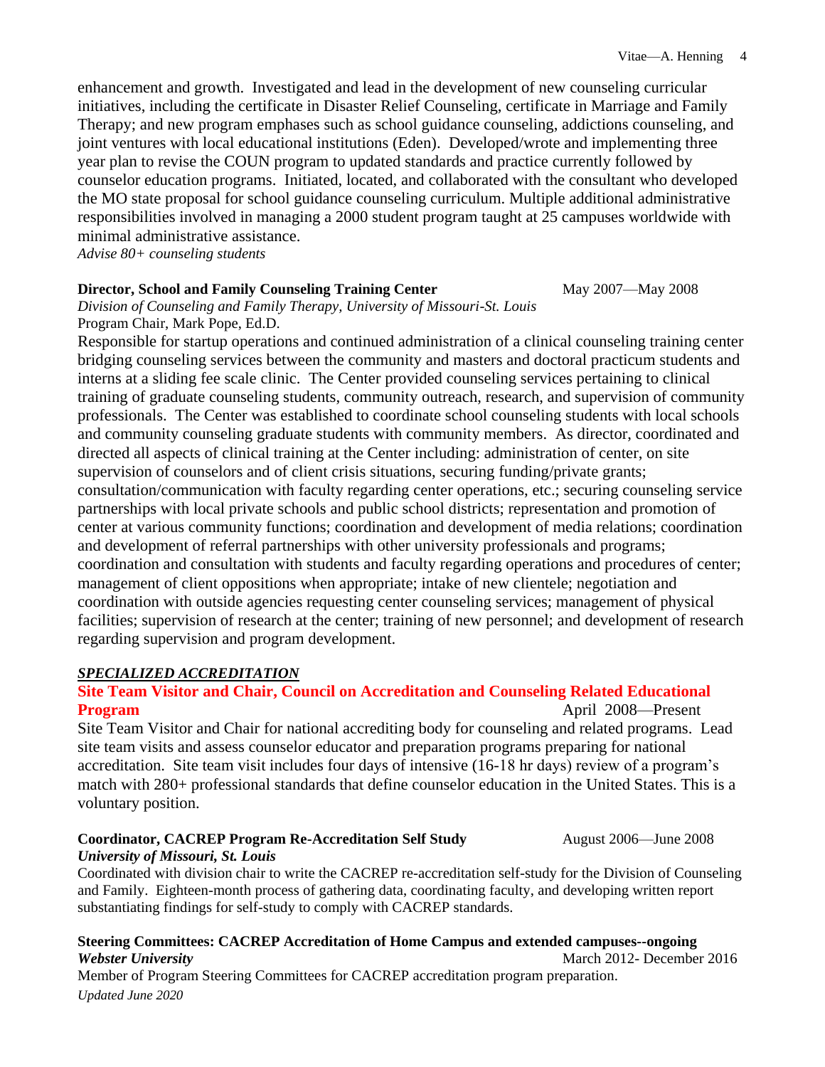enhancement and growth. Investigated and lead in the development of new counseling curricular initiatives, including the certificate in Disaster Relief Counseling, certificate in Marriage and Family Therapy; and new program emphases such as school guidance counseling, addictions counseling, and joint ventures with local educational institutions (Eden). Developed/wrote and implementing three year plan to revise the COUN program to updated standards and practice currently followed by counselor education programs. Initiated, located, and collaborated with the consultant who developed the MO state proposal for school guidance counseling curriculum. Multiple additional administrative responsibilities involved in managing a 2000 student program taught at 25 campuses worldwide with minimal administrative assistance.

*Advise 80+ counseling students*

**Director, School and Family Counseling Training Center** May 2007—May 2008
*Division of Counseling and Family Therapy, University of Missouri-St. Louis*
Program Chair, Mark Pope, Ed.D.

Responsible for startup operations and continued administration of a clinical counseling training center bridging counseling services between the community and masters and doctoral practicum students and interns at a sliding fee scale clinic. The Center provided counseling services pertaining to clinical training of graduate counseling students, community outreach, research, and supervision of community professionals. The Center was established to coordinate school counseling students with local schools and community counseling graduate students with community members. As director, coordinated and directed all aspects of clinical training at the Center including: administration of center, on site supervision of counselors and of client crisis situations, securing funding/private grants; consultation/communication with faculty regarding center operations, etc.; securing counseling service partnerships with local private schools and public school districts; representation and promotion of center at various community functions; coordination and development of media relations; coordination and development of referral partnerships with other university professionals and programs; coordination and consultation with students and faculty regarding operations and procedures of center; management of client oppositions when appropriate; intake of new clientele; negotiation and coordination with outside agencies requesting center counseling services; management of physical facilities; supervision of research at the center; training of new personnel; and development of research regarding supervision and program development.

***SPECIALIZED ACCREDITATION***

**Site Team Visitor and Chair, Council on Accreditation and Counseling Related Educational Program** April 2008—Present

Site Team Visitor and Chair for national accrediting body for counseling and related programs. Lead site team visits and assess counselor educator and preparation programs preparing for national accreditation. Site team visit includes four days of intensive (16-18 hr days) review of a program's match with 280+ professional standards that define counselor education in the United States. This is a voluntary position.

**Coordinator, CACREP Program Re-Accreditation Self Study** August 2006—June 2008
***University of Missouri, St. Louis***

Coordinated with division chair to write the CACREP re-accreditation self-study for the Division of Counseling and Family. Eighteen-month process of gathering data, coordinating faculty, and developing written report substantiating findings for self-study to comply with CACREP standards.

**Steering Committees: CACREP Accreditation of Home Campus and extended campuses--ongoing**
***Webster University*** March 2012- December 2016

Member of Program Steering Committees for CACREP accreditation program preparation.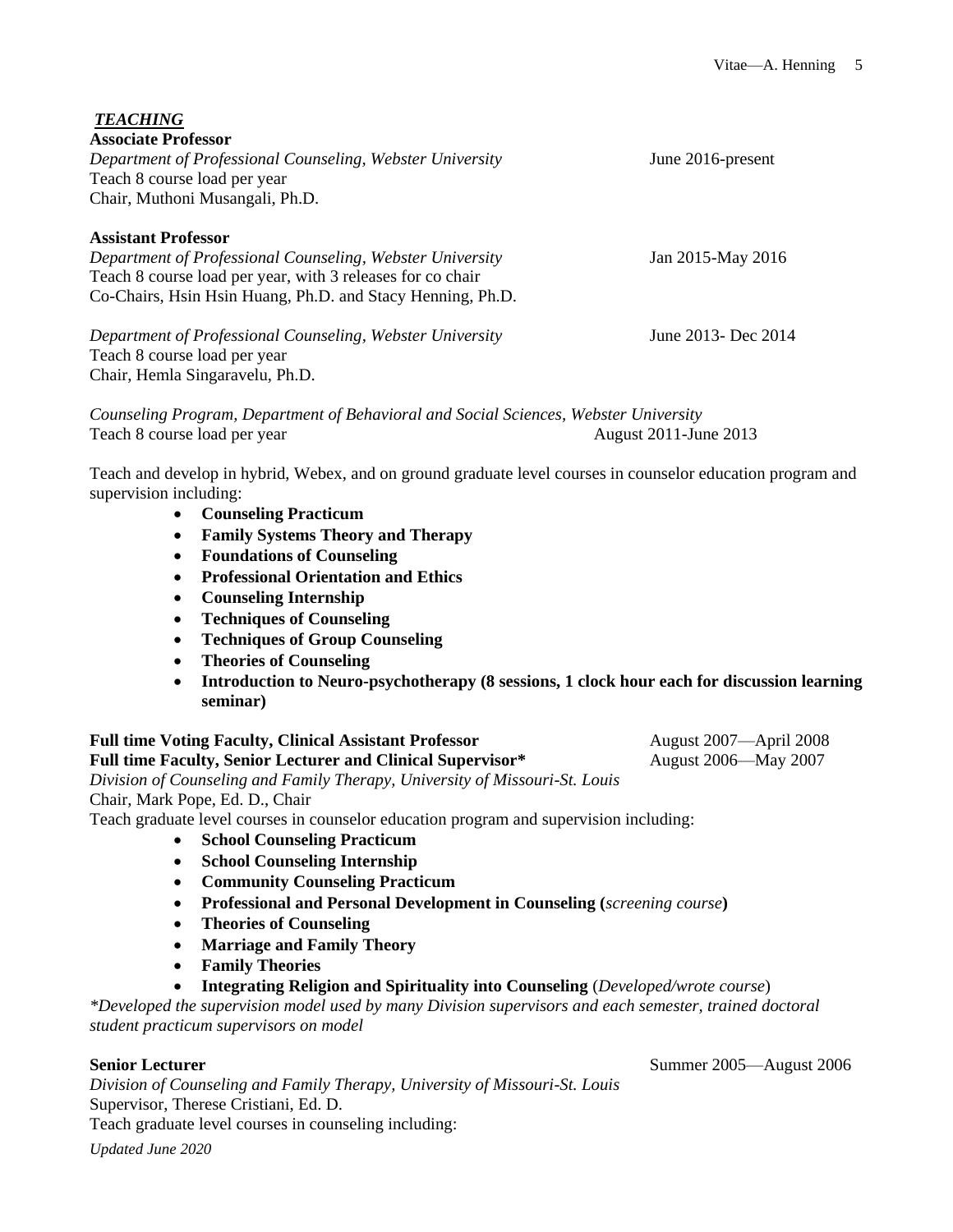***TEACHING***

**Associate Professor**
*Department of Professional Counseling, Webster University* June 2016-present
Teach 8 course load per year
Chair, Muthoni Musangali, Ph.D.

**Assistant Professor**
*Department of Professional Counseling, Webster University* Jan 2015-May 2016
Teach 8 course load per year, with 3 releases for co chair
Co-Chairs, Hsin Hsin Huang, Ph.D. and Stacy Henning, Ph.D.

*Department of Professional Counseling, Webster University* June 2013- Dec 2014
Teach 8 course load per year
Chair, Hemla Singaravelu, Ph.D.

*Counseling Program, Department of Behavioral and Social Sciences, Webster University*
Teach 8 course load per year August 2011-June 2013

Teach and develop in hybrid, Webex, and on ground graduate level courses in counselor education program and supervision including:

- **Counseling Practicum**
- **Family Systems Theory and Therapy**
- **Foundations of Counseling**
- **Professional Orientation and Ethics**
- **Counseling Internship**
- **Techniques of Counseling**
- **Techniques of Group Counseling**
- **Theories of Counseling**
- **Introduction to Neuro-psychotherapy (8 sessions, 1 clock hour each for discussion learning seminar)**

**Full time Voting Faculty, Clinical Assistant Professor** August 2007—April 2008
**Full time Faculty, Senior Lecturer and Clinical Supervisor*** August 2006—May 2007
*Division of Counseling and Family Therapy, University of Missouri-St. Louis*
Chair, Mark Pope, Ed. D., Chair
Teach graduate level courses in counselor education program and supervision including:

- **School Counseling Practicum**
- **School Counseling Internship**
- **Community Counseling Practicum**
- **Professional and Personal Development in Counseling (***screening course***)**
- **Theories of Counseling**
- **Marriage and Family Theory**
- **Family Theories**
- **Integrating Religion and Spirituality into Counseling** (*Developed/wrote course*)

*\*Developed the supervision model used by many Division supervisors and each semester, trained doctoral student practicum supervisors on model*

**Senior Lecturer** Summer 2005—August 2006
*Division of Counseling and Family Therapy, University of Missouri-St. Louis*
Supervisor, Therese Cristiani, Ed. D.
Teach graduate level courses in counseling including: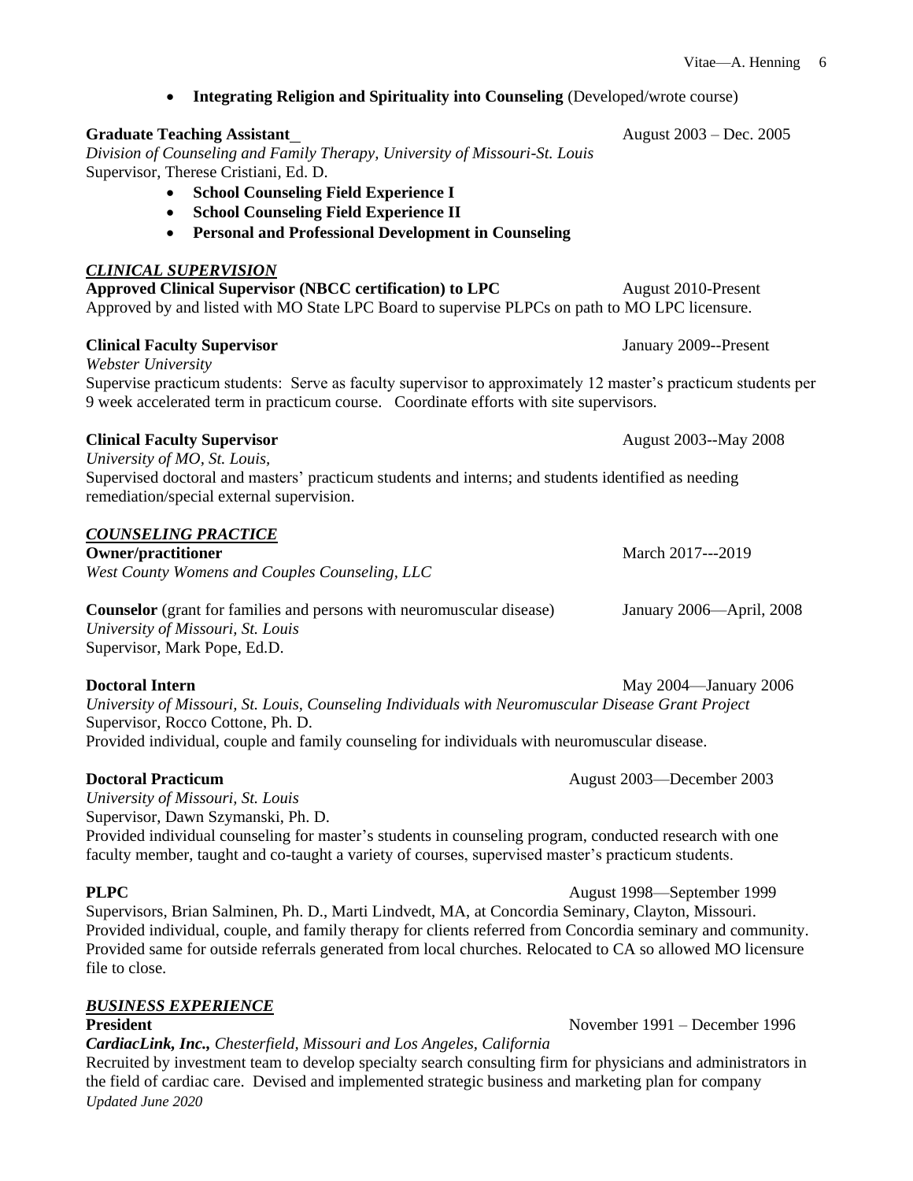- **Integrating Religion and Spirituality into Counseling** (Developed/wrote course)

**Graduate Teaching Assistant** August 2003 – Dec. 2005
*Division of Counseling and Family Therapy, University of Missouri-St. Louis*
Supervisor, Therese Cristiani, Ed. D.

- **School Counseling Field Experience I**
- **School Counseling Field Experience II**
- **Personal and Professional Development in Counseling**

## *CLINICAL SUPERVISION*

**Approved Clinical Supervisor (NBCC certification) to LPC** August 2010-Present
Approved by and listed with MO State LPC Board to supervise PLPCs on path to MO LPC licensure.

**Clinical Faculty Supervisor** January 2009--Present
*Webster University*
Supervise practicum students: Serve as faculty supervisor to approximately 12 master's practicum students per 9 week accelerated term in practicum course. Coordinate efforts with site supervisors.

**Clinical Faculty Supervisor** August 2003--May 2008
*University of MO, St. Louis,*
Supervised doctoral and masters' practicum students and interns; and students identified as needing remediation/special external supervision.

## *COUNSELING PRACTICE*

**Owner/practitioner** March 2017---2019
*West County Womens and Couples Counseling, LLC*

**Counselor** (grant for families and persons with neuromuscular disease) January 2006—April, 2008
*University of Missouri, St. Louis*
Supervisor, Mark Pope, Ed.D.

**Doctoral Intern** May 2004—January 2006
*University of Missouri, St. Louis, Counseling Individuals with Neuromuscular Disease Grant Project*
Supervisor, Rocco Cottone, Ph. D.
Provided individual, couple and family counseling for individuals with neuromuscular disease.

**Doctoral Practicum** August 2003—December 2003
*University of Missouri, St. Louis*
Supervisor, Dawn Szymanski, Ph. D.
Provided individual counseling for master's students in counseling program, conducted research with one faculty member, taught and co-taught a variety of courses, supervised master's practicum students.

**PLPC** August 1998—September 1999
Supervisors, Brian Salminen, Ph. D., Marti Lindvedt, MA, at Concordia Seminary, Clayton, Missouri. Provided individual, couple, and family therapy for clients referred from Concordia seminary and community. Provided same for outside referrals generated from local churches. Relocated to CA so allowed MO licensure file to close.

## *BUSINESS EXPERIENCE*

**President** November 1991 – December 1996
***CardiacLink, Inc.,** Chesterfield, Missouri and Los Angeles, California*
Recruited by investment team to develop specialty search consulting firm for physicians and administrators in the field of cardiac care. Devised and implemented strategic business and marketing plan for company

*Updated June 2020*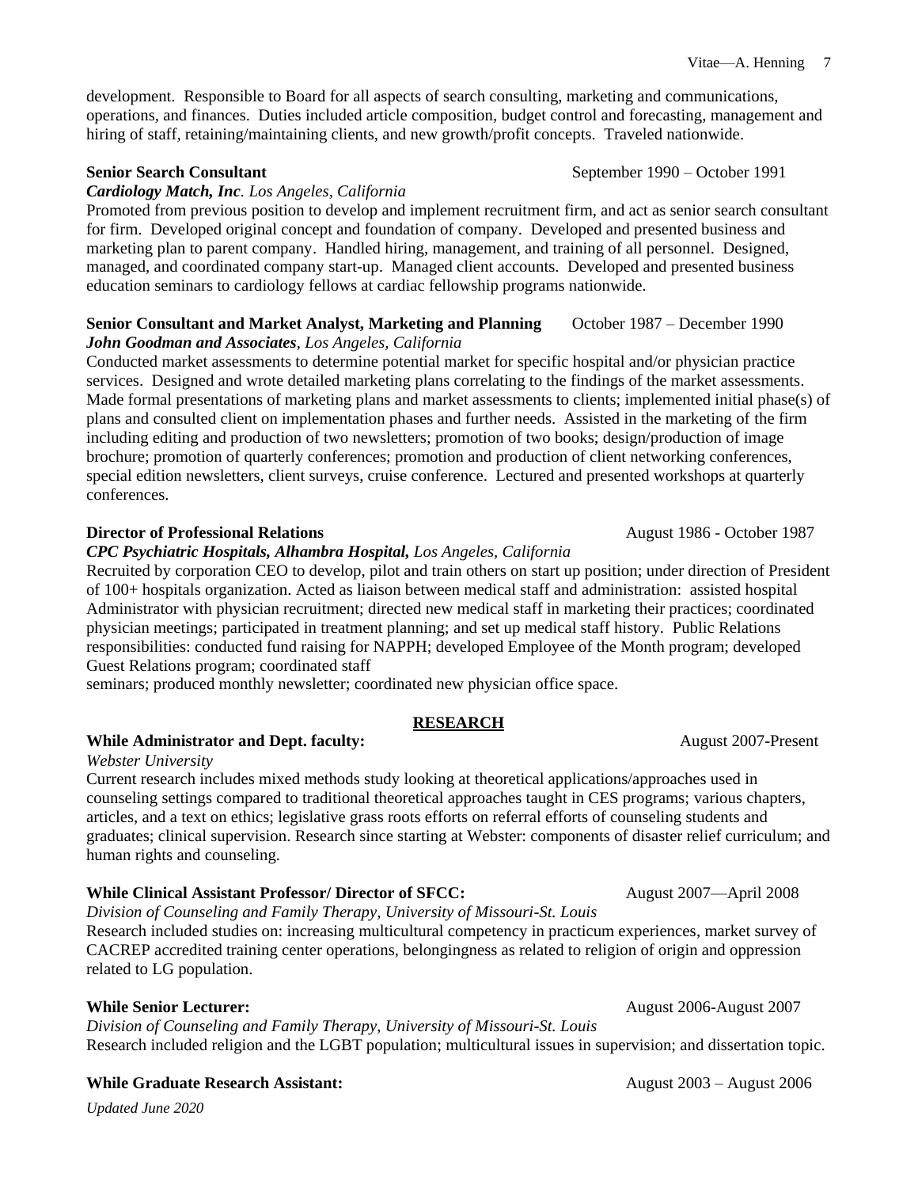development. Responsible to Board for all aspects of search consulting, marketing and communications, operations, and finances. Duties included article composition, budget control and forecasting, management and hiring of staff, retaining/maintaining clients, and new growth/profit concepts. Traveled nationwide.

**Senior Search Consultant** September 1990 – October 1991
***Cardiology Match, Inc**. Los Angeles, California*
Promoted from previous position to develop and implement recruitment firm, and act as senior search consultant for firm. Developed original concept and foundation of company. Developed and presented business and marketing plan to parent company. Handled hiring, management, and training of all personnel. Designed, managed, and coordinated company start-up. Managed client accounts. Developed and presented business education seminars to cardiology fellows at cardiac fellowship programs nationwide.

**Senior Consultant and Market Analyst, Marketing and Planning** October 1987 – December 1990
***John Goodman and Associates**, Los Angeles, California*
Conducted market assessments to determine potential market for specific hospital and/or physician practice services. Designed and wrote detailed marketing plans correlating to the findings of the market assessments. Made formal presentations of marketing plans and market assessments to clients; implemented initial phase(s) of plans and consulted client on implementation phases and further needs. Assisted in the marketing of the firm including editing and production of two newsletters; promotion of two books; design/production of image brochure; promotion of quarterly conferences; promotion and production of client networking conferences, special edition newsletters, client surveys, cruise conference. Lectured and presented workshops at quarterly conferences.

**Director of Professional Relations** August 1986 - October 1987
***CPC Psychiatric Hospitals, Alhambra Hospital,** Los Angeles, California*
Recruited by corporation CEO to develop, pilot and train others on start up position; under direction of President of 100+ hospitals organization. Acted as liaison between medical staff and administration: assisted hospital Administrator with physician recruitment; directed new medical staff in marketing their practices; coordinated physician meetings; participated in treatment planning; and set up medical staff history. Public Relations responsibilities: conducted fund raising for NAPPH; developed Employee of the Month program; developed Guest Relations program; coordinated staff
seminars; produced monthly newsletter; coordinated new physician office space.

## RESEARCH

**While Administrator and Dept. faculty:** August 2007-Present
*Webster University*
Current research includes mixed methods study looking at theoretical applications/approaches used in counseling settings compared to traditional theoretical approaches taught in CES programs; various chapters, articles, and a text on ethics; legislative grass roots efforts on referral efforts of counseling students and graduates; clinical supervision. Research since starting at Webster: components of disaster relief curriculum; and human rights and counseling.

**While Clinical Assistant Professor/ Director of SFCC:** August 2007—April 2008
*Division of Counseling and Family Therapy, University of Missouri-St. Louis*
Research included studies on: increasing multicultural competency in practicum experiences, market survey of CACREP accredited training center operations, belongingness as related to religion of origin and oppression related to LG population.

**While Senior Lecturer:** August 2006-August 2007
*Division of Counseling and Family Therapy, University of Missouri-St. Louis*
Research included religion and the LGBT population; multicultural issues in supervision; and dissertation topic.

**While Graduate Research Assistant:** August 2003 – August 2006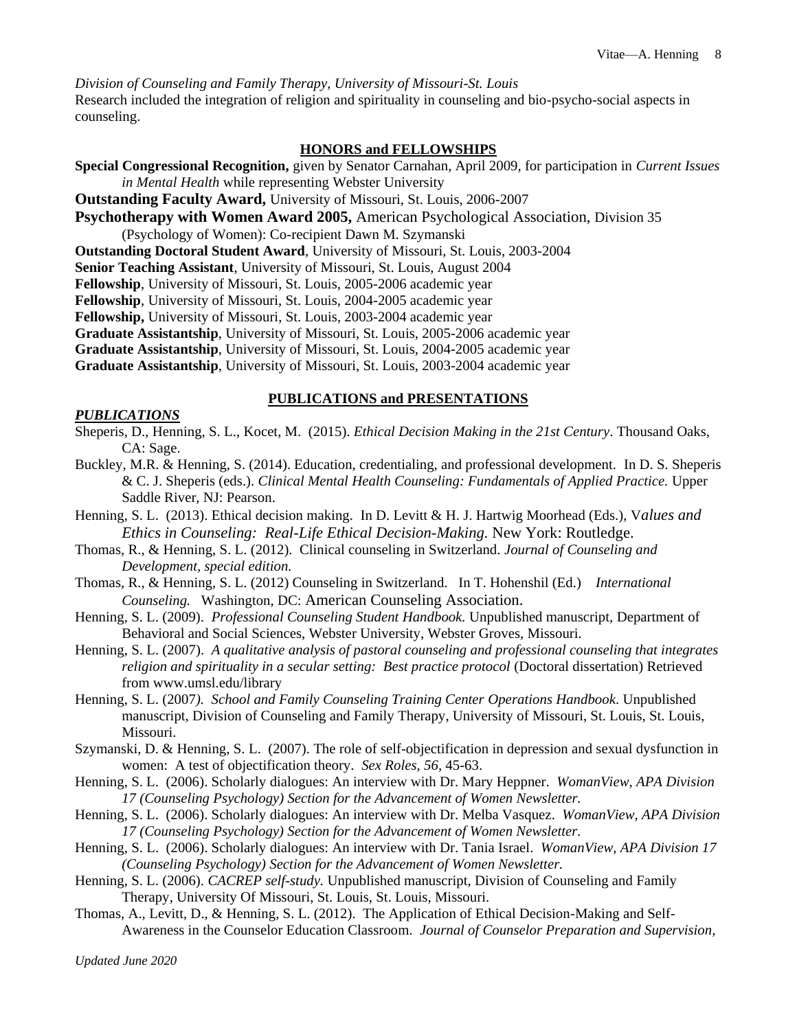*Division of Counseling and Family Therapy, University of Missouri-St. Louis*
Research included the integration of religion and spirituality in counseling and bio-psycho-social aspects in counseling.

## HONORS and FELLOWSHIPS

**Special Congressional Recognition,** given by Senator Carnahan, April 2009, for participation in *Current Issues in Mental Health* while representing Webster University

**Outstanding Faculty Award,** University of Missouri, St. Louis, 2006-2007

**Psychotherapy with Women Award 2005,** American Psychological Association, Division 35 (Psychology of Women): Co-recipient Dawn M. Szymanski

**Outstanding Doctoral Student Award**, University of Missouri, St. Louis, 2003-2004

**Senior Teaching Assistant**, University of Missouri, St. Louis, August 2004

**Fellowship**, University of Missouri, St. Louis, 2005-2006 academic year

**Fellowship**, University of Missouri, St. Louis, 2004-2005 academic year

**Fellowship,** University of Missouri, St. Louis, 2003-2004 academic year

**Graduate Assistantship**, University of Missouri, St. Louis, 2005-2006 academic year

**Graduate Assistantship**, University of Missouri, St. Louis, 2004-2005 academic year

**Graduate Assistantship**, University of Missouri, St. Louis, 2003-2004 academic year

## PUBLICATIONS and PRESENTATIONS

### *PUBLICATIONS*

Sheperis, D., Henning, S. L., Kocet, M. (2015). *Ethical Decision Making in the 21st Century*. Thousand Oaks, CA: Sage.

Buckley, M.R. & Henning, S. (2014). Education, credentialing, and professional development. In D. S. Sheperis & C. J. Sheperis (eds.). *Clinical Mental Health Counseling: Fundamentals of Applied Practice.* Upper Saddle River, NJ: Pearson.

Henning, S. L. (2013). Ethical decision making. In D. Levitt & H. J. Hartwig Moorhead (Eds.), V*alues and Ethics in Counseling: Real-Life Ethical Decision-Making.* New York: Routledge.

Thomas, R., & Henning, S. L. (2012). Clinical counseling in Switzerland. *Journal of Counseling and Development, special edition.*

Thomas, R., & Henning, S. L. (2012) Counseling in Switzerland. In T. Hohenshil (Ed.) *International Counseling.* Washington, DC: American Counseling Association.

Henning, S. L. (2009). *Professional Counseling Student Handbook.* Unpublished manuscript, Department of Behavioral and Social Sciences, Webster University, Webster Groves, Missouri.

Henning, S. L. (2007). *A qualitative analysis of pastoral counseling and professional counseling that integrates religion and spirituality in a secular setting: Best practice protocol* (Doctoral dissertation) Retrieved from www.umsl.edu/library

Henning, S. L. (2007*). School and Family Counseling Training Center Operations Handbook*. Unpublished manuscript, Division of Counseling and Family Therapy, University of Missouri, St. Louis, St. Louis, Missouri.

Szymanski, D. & Henning, S. L. (2007). The role of self-objectification in depression and sexual dysfunction in women: A test of objectification theory. *Sex Roles, 56*, 45-63.

Henning, S. L. (2006). Scholarly dialogues: An interview with Dr. Mary Heppner. *WomanView, APA Division 17 (Counseling Psychology) Section for the Advancement of Women Newsletter.*

Henning, S. L. (2006). Scholarly dialogues: An interview with Dr. Melba Vasquez. *WomanView, APA Division 17 (Counseling Psychology) Section for the Advancement of Women Newsletter.*

Henning, S. L. (2006). Scholarly dialogues: An interview with Dr. Tania Israel. *WomanView, APA Division 17 (Counseling Psychology) Section for the Advancement of Women Newsletter.*

Henning, S. L. (2006). *CACREP self-study.* Unpublished manuscript, Division of Counseling and Family Therapy, University Of Missouri, St. Louis, St. Louis, Missouri.

Thomas, A., Levitt, D., & Henning, S. L. (2012). The Application of Ethical Decision-Making and Self-Awareness in the Counselor Education Classroom. *Journal of Counselor Preparation and Supervision,*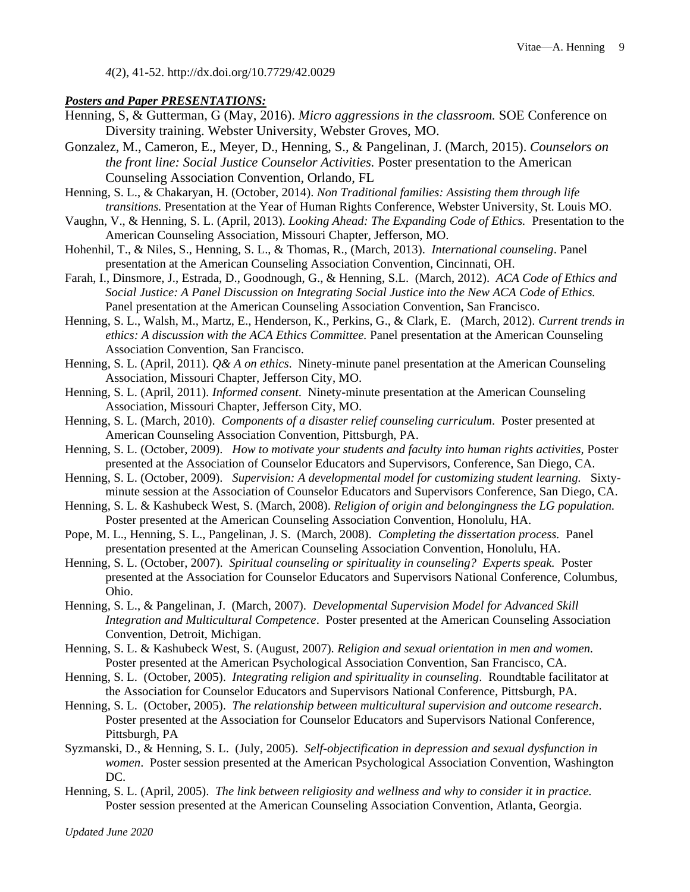*4*(2), 41-52. http://dx.doi.org/10.7729/42.0029

***Posters and Paper PRESENTATIONS:***

Henning, S, & Gutterman, G (May, 2016). *Micro aggressions in the classroom.* SOE Conference on Diversity training. Webster University, Webster Groves, MO.

Gonzalez, M., Cameron, E., Meyer, D., Henning, S., & Pangelinan, J. (March, 2015). *Counselors on the front line: Social Justice Counselor Activities.* Poster presentation to the American Counseling Association Convention, Orlando, FL

Henning, S. L., & Chakaryan, H. (October, 2014). *Non Traditional families: Assisting them through life transitions.* Presentation at the Year of Human Rights Conference, Webster University, St. Louis MO.

Vaughn, V., & Henning, S. L. (April, 2013). *Looking Ahead: The Expanding Code of Ethics.* Presentation to the American Counseling Association, Missouri Chapter, Jefferson, MO.

Hohenhil, T., & Niles, S., Henning, S. L., & Thomas, R., (March, 2013). *International counseling*. Panel presentation at the American Counseling Association Convention, Cincinnati, OH.

Farah, I., Dinsmore, J., Estrada, D., Goodnough, G., & Henning, S.L. (March, 2012). *ACA Code of Ethics and Social Justice: A Panel Discussion on Integrating Social Justice into the New ACA Code of Ethics.* Panel presentation at the American Counseling Association Convention, San Francisco.

Henning, S. L., Walsh, M., Martz, E., Henderson, K., Perkins, G., & Clark, E. (March, 2012). *Current trends in ethics: A discussion with the ACA Ethics Committee.* Panel presentation at the American Counseling Association Convention, San Francisco.

Henning, S. L. (April, 2011). *Q& A on ethics*. Ninety-minute panel presentation at the American Counseling Association, Missouri Chapter, Jefferson City, MO.

Henning, S. L. (April, 2011). *Informed consent*. Ninety-minute presentation at the American Counseling Association, Missouri Chapter, Jefferson City, MO.

Henning, S. L. (March, 2010). *Components of a disaster relief counseling curriculum*. Poster presented at American Counseling Association Convention, Pittsburgh, PA.

Henning, S. L. (October, 2009). *How to motivate your students and faculty into human rights activities,* Poster presented at the Association of Counselor Educators and Supervisors, Conference, San Diego, CA.

Henning, S. L. (October, 2009). *Supervision: A developmental model for customizing student learning.* Sixty-minute session at the Association of Counselor Educators and Supervisors Conference, San Diego, CA.

Henning, S. L. & Kashubeck West, S. (March, 2008). *Religion of origin and belongingness the LG population.* Poster presented at the American Counseling Association Convention, Honolulu, HA.

Pope, M. L., Henning, S. L., Pangelinan, J. S. (March, 2008). *Completing the dissertation process.* Panel presentation presented at the American Counseling Association Convention, Honolulu, HA.

Henning, S. L. (October, 2007). *Spiritual counseling or spirituality in counseling? Experts speak.* Poster presented at the Association for Counselor Educators and Supervisors National Conference, Columbus, Ohio.

Henning, S. L., & Pangelinan, J. (March, 2007). *Developmental Supervision Model for Advanced Skill Integration and Multicultural Competence*. Poster presented at the American Counseling Association Convention, Detroit, Michigan.

Henning, S. L. & Kashubeck West, S. (August, 2007). *Religion and sexual orientation in men and women.* Poster presented at the American Psychological Association Convention, San Francisco, CA.

Henning, S. L. (October, 2005). *Integrating religion and spirituality in counseling*. Roundtable facilitator at the Association for Counselor Educators and Supervisors National Conference, Pittsburgh, PA.

Henning, S. L. (October, 2005). *The relationship between multicultural supervision and outcome research*. Poster presented at the Association for Counselor Educators and Supervisors National Conference, Pittsburgh, PA

Syzmanski, D., & Henning, S. L. (July, 2005). *Self-objectification in depression and sexual dysfunction in women*. Poster session presented at the American Psychological Association Convention, Washington DC.

Henning, S. L. (April, 2005). *The link between religiosity and wellness and why to consider it in practice.* Poster session presented at the American Counseling Association Convention, Atlanta, Georgia.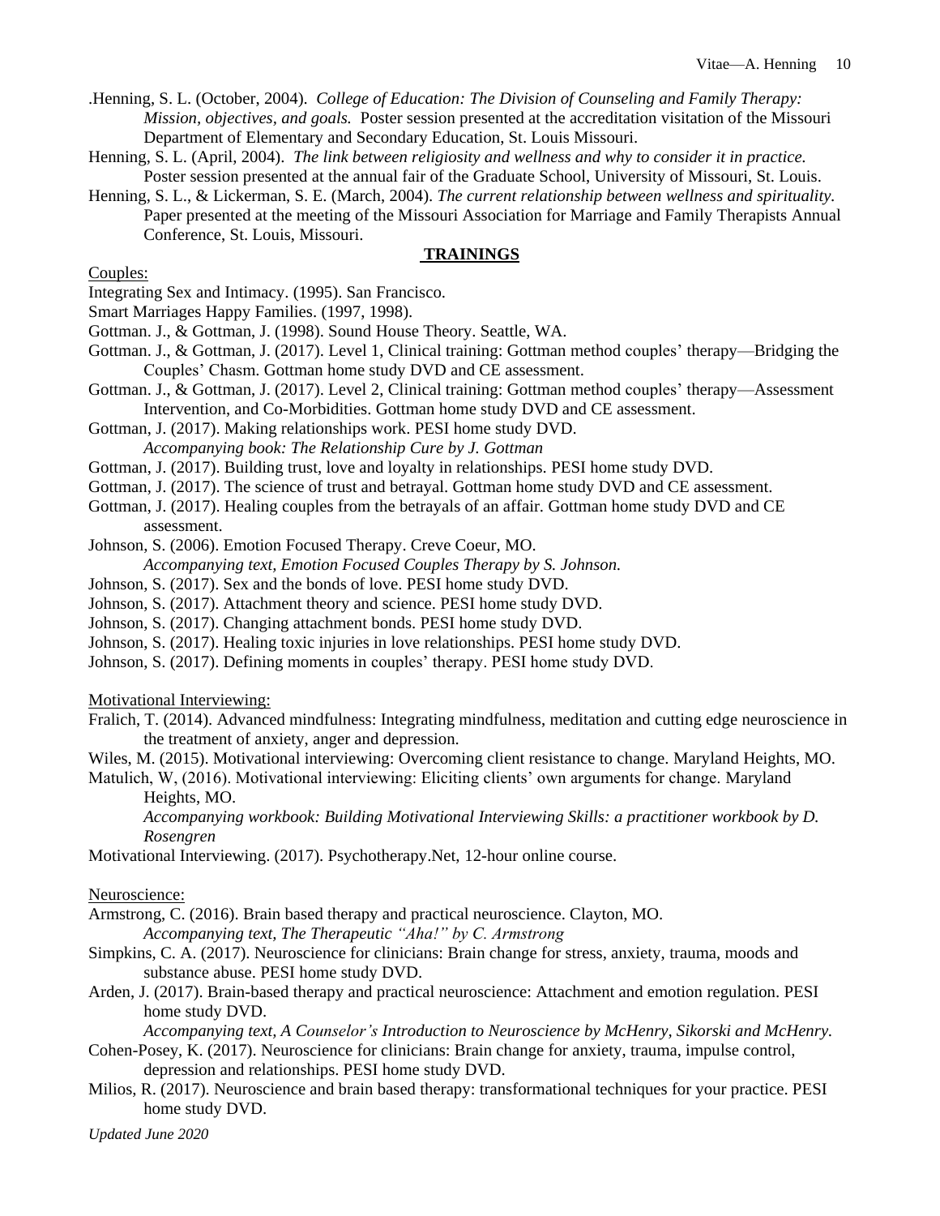.Henning, S. L. (October, 2004). *College of Education: The Division of Counseling and Family Therapy: Mission, objectives, and goals.* Poster session presented at the accreditation visitation of the Missouri Department of Elementary and Secondary Education, St. Louis Missouri.

Henning, S. L. (April, 2004). *The link between religiosity and wellness and why to consider it in practice.* Poster session presented at the annual fair of the Graduate School, University of Missouri, St. Louis.

Henning, S. L., & Lickerman, S. E. (March, 2004). *The current relationship between wellness and spirituality.* Paper presented at the meeting of the Missouri Association for Marriage and Family Therapists Annual Conference, St. Louis, Missouri.

## TRAININGS

Couples:

Integrating Sex and Intimacy. (1995). San Francisco.

Smart Marriages Happy Families. (1997, 1998).

Gottman. J., & Gottman, J. (1998). Sound House Theory. Seattle, WA.

Gottman. J., & Gottman, J. (2017). Level 1, Clinical training: Gottman method couples' therapy—Bridging the Couples' Chasm. Gottman home study DVD and CE assessment.

Gottman. J., & Gottman, J. (2017). Level 2, Clinical training: Gottman method couples' therapy—Assessment Intervention, and Co-Morbidities. Gottman home study DVD and CE assessment.

Gottman, J. (2017). Making relationships work. PESI home study DVD.
*Accompanying book: The Relationship Cure by J. Gottman*

Gottman, J. (2017). Building trust, love and loyalty in relationships. PESI home study DVD.

Gottman, J. (2017). The science of trust and betrayal. Gottman home study DVD and CE assessment.

Gottman, J. (2017). Healing couples from the betrayals of an affair. Gottman home study DVD and CE assessment.

Johnson, S. (2006). Emotion Focused Therapy. Creve Coeur, MO.
*Accompanying text, Emotion Focused Couples Therapy by S. Johnson.*

Johnson, S. (2017). Sex and the bonds of love. PESI home study DVD.

Johnson, S. (2017). Attachment theory and science. PESI home study DVD.

Johnson, S. (2017). Changing attachment bonds. PESI home study DVD.

Johnson, S. (2017). Healing toxic injuries in love relationships. PESI home study DVD.

Johnson, S. (2017). Defining moments in couples' therapy. PESI home study DVD.

Motivational Interviewing:

Fralich, T. (2014). Advanced mindfulness: Integrating mindfulness, meditation and cutting edge neuroscience in the treatment of anxiety, anger and depression.

Wiles, M. (2015). Motivational interviewing: Overcoming client resistance to change. Maryland Heights, MO.

Matulich, W, (2016). Motivational interviewing: Eliciting clients' own arguments for change. Maryland Heights, MO.
*Accompanying workbook: Building Motivational Interviewing Skills: a practitioner workbook by D. Rosengren*

Motivational Interviewing. (2017). Psychotherapy.Net, 12-hour online course.

Neuroscience:

Armstrong, C. (2016). Brain based therapy and practical neuroscience. Clayton, MO.
*Accompanying text, The Therapeutic "Aha!" by C. Armstrong*

Simpkins, C. A. (2017). Neuroscience for clinicians: Brain change for stress, anxiety, trauma, moods and substance abuse. PESI home study DVD.

Arden, J. (2017). Brain-based therapy and practical neuroscience: Attachment and emotion regulation. PESI home study DVD.
*Accompanying text, A Counselor's Introduction to Neuroscience by McHenry, Sikorski and McHenry.*

Cohen-Posey, K. (2017). Neuroscience for clinicians: Brain change for anxiety, trauma, impulse control, depression and relationships. PESI home study DVD.

Milios, R. (2017). Neuroscience and brain based therapy: transformational techniques for your practice. PESI home study DVD.

*Updated June 2020*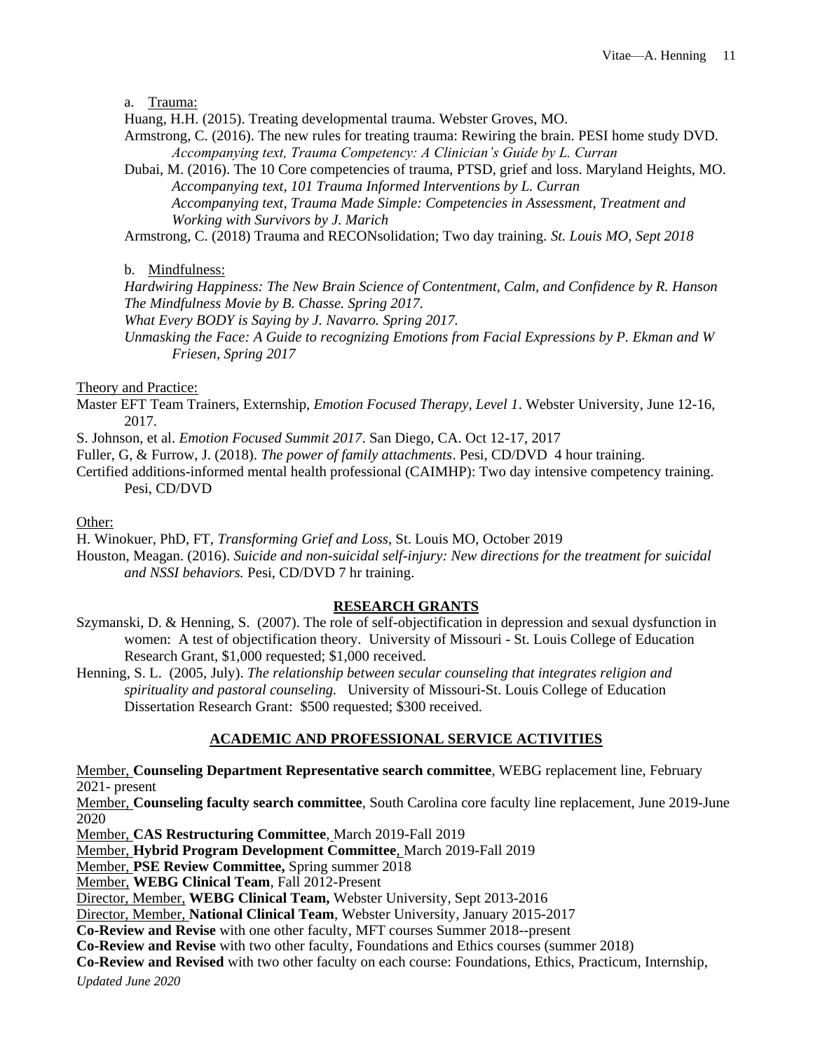a. <u>Trauma:</u>

Huang, H.H. (2015). Treating developmental trauma. Webster Groves, MO.

Armstrong, C. (2016). The new rules for treating trauma: Rewiring the brain. PESI home study DVD.
*Accompanying text, Trauma Competency: A Clinician's Guide by L. Curran*

Dubai, M. (2016). The 10 Core competencies of trauma, PTSD, grief and loss. Maryland Heights, MO.
*Accompanying text, 101 Trauma Informed Interventions by L. Curran*
*Accompanying text, Trauma Made Simple: Competencies in Assessment, Treatment and Working with Survivors by J. Marich*

Armstrong, C. (2018) Trauma and RECONsolidation; Two day training. *St. Louis MO, Sept 2018*

b. <u>Mindfulness:</u>

*Hardwiring Happiness: The New Brain Science of Contentment, Calm, and Confidence by R. Hanson*
*The Mindfulness Movie by B. Chasse. Spring 2017.*
*What Every BODY is Saying by J. Navarro. Spring 2017.*
*Unmasking the Face: A Guide to recognizing Emotions from Facial Expressions by P. Ekman and W Friesen, Spring 2017*

<u>Theory and Practice:</u>

Master EFT Team Trainers, Externship, *Emotion Focused Therapy, Level 1*. Webster University, June 12-16, 2017.

S. Johnson, et al. *Emotion Focused Summit 2017*. San Diego, CA. Oct 12-17, 2017

Fuller, G, & Furrow, J. (2018). *The power of family attachments*. Pesi, CD/DVD 4 hour training.

Certified additions-informed mental health professional (CAIMHP): Two day intensive competency training. Pesi, CD/DVD

<u>Other:</u>

H. Winokuer, PhD, FT, *Transforming Grief and Loss*, St. Louis MO, October 2019

Houston, Meagan. (2016). *Suicide and non-suicidal self-injury: New directions for the treatment for suicidal and NSSI behaviors.* Pesi, CD/DVD 7 hr training.

## RESEARCH GRANTS

Szymanski, D. & Henning, S. (2007). The role of self-objectification in depression and sexual dysfunction in women: A test of objectification theory. University of Missouri - St. Louis College of Education Research Grant, $1,000 requested; $1,000 received.

Henning, S. L. (2005, July). *The relationship between secular counseling that integrates religion and spirituality and pastoral counseling.* University of Missouri-St. Louis College of Education Dissertation Research Grant: $500 requested; $300 received.

## ACADEMIC AND PROFESSIONAL SERVICE ACTIVITIES

<u>Member,</u> **Counseling Department Representative search committee**, WEBG replacement line, February 2021- present

<u>Member,</u> **Counseling faculty search committee**, South Carolina core faculty line replacement, June 2019-June 2020

<u>Member,</u> **CAS Restructuring Committee**, March 2019-Fall 2019

<u>Member,</u> **Hybrid Program Development Committee**, March 2019-Fall 2019

<u>Member,</u> **PSE Review Committee,** Spring summer 2018

<u>Member,</u> **WEBG Clinical Team**, Fall 2012-Present

<u>Director, Member,</u> **WEBG Clinical Team,** Webster University, Sept 2013-2016

<u>Director, Member,</u> **National Clinical Team**, Webster University, January 2015-2017

**Co-Review and Revise** with one other faculty, MFT courses Summer 2018--present

**Co-Review and Revise** with two other faculty, Foundations and Ethics courses (summer 2018)

**Co-Review and Revised** with two other faculty on each course: Foundations, Ethics, Practicum, Internship,

*Updated June 2020*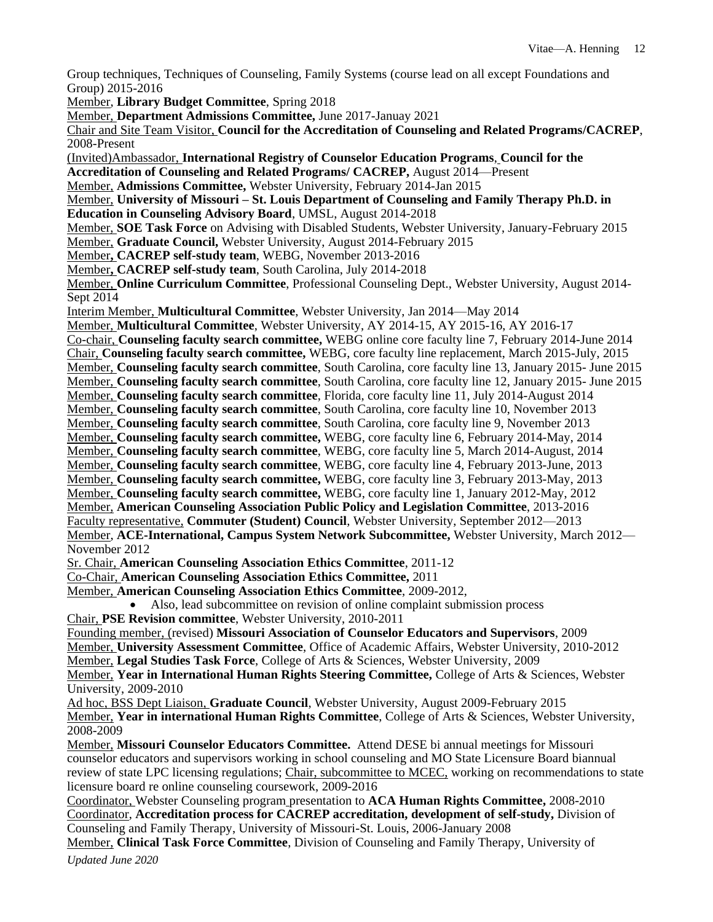Group techniques, Techniques of Counseling, Family Systems (course lead on all except Foundations and Group) 2015-2016

Member, **Library Budget Committee**, Spring 2018

Member, **Department Admissions Committee,** June 2017-Januay 2021

Chair and Site Team Visitor, **Council for the Accreditation of Counseling and Related Programs/CACREP**, 2008-Present

(Invited)Ambassador, **International Registry of Counselor Education Programs**, **Council for the Accreditation of Counseling and Related Programs/ CACREP,** August 2014—Present

Member, **Admissions Committee,** Webster University, February 2014-Jan 2015

Member, **University of Missouri – St. Louis Department of Counseling and Family Therapy Ph.D. in Education in Counseling Advisory Board**, UMSL, August 2014-2018

Member, **SOE Task Force** on Advising with Disabled Students, Webster University, January-February 2015

Member, **Graduate Council,** Webster University, August 2014-February 2015

Member**, CACREP self-study team**, WEBG, November 2013-2016

Member**, CACREP self-study team**, South Carolina, July 2014-2018

Member, **Online Curriculum Committee**, Professional Counseling Dept., Webster University, August 2014-Sept 2014

Interim Member, **Multicultural Committee**, Webster University, Jan 2014—May 2014

Member, **Multicultural Committee**, Webster University, AY 2014-15, AY 2015-16, AY 2016-17

Co-chair, **Counseling faculty search committee,** WEBG online core faculty line 7, February 2014-June 2014

Chair, **Counseling faculty search committee,** WEBG, core faculty line replacement, March 2015-July, 2015

Member, **Counseling faculty search committee**, South Carolina, core faculty line 13, January 2015- June 2015

Member, **Counseling faculty search committee**, South Carolina, core faculty line 12, January 2015- June 2015

Member, **Counseling faculty search committee**, Florida, core faculty line 11, July 2014-August 2014

Member, **Counseling faculty search committee**, South Carolina, core faculty line 10, November 2013

Member, **Counseling faculty search committee**, South Carolina, core faculty line 9, November 2013

Member, **Counseling faculty search committee,** WEBG, core faculty line 6, February 2014-May, 2014

Member, **Counseling faculty search committee**, WEBG, core faculty line 5, March 2014-August, 2014

Member, **Counseling faculty search committee**, WEBG, core faculty line 4, February 2013-June, 2013

Member, **Counseling faculty search committee,** WEBG, core faculty line 3, February 2013-May, 2013

Member, **Counseling faculty search committee,** WEBG, core faculty line 1, January 2012-May, 2012

Member, **American Counseling Association Public Policy and Legislation Committee**, 2013-2016

Faculty representative, **Commuter (Student) Council**, Webster University, September 2012—2013

Member, **ACE-International, Campus System Network Subcommittee,** Webster University, March 2012—November 2012

Sr. Chair, **American Counseling Association Ethics Committee**, 2011-12

Co-Chair, **American Counseling Association Ethics Committee,** 2011

Member, **American Counseling Association Ethics Committee**, 2009-2012,

- Also, lead subcommittee on revision of online complaint submission process

Chair, **PSE Revision committee**, Webster University, 2010-2011

Founding member, (revised) **Missouri Association of Counselor Educators and Supervisors**, 2009

Member, **University Assessment Committee**, Office of Academic Affairs, Webster University, 2010-2012

Member, **Legal Studies Task Force**, College of Arts & Sciences, Webster University, 2009

Member, **Year in International Human Rights Steering Committee,** College of Arts & Sciences, Webster University, 2009-2010

Ad hoc, BSS Dept Liaison, **Graduate Council**, Webster University, August 2009-February 2015

Member, **Year in international Human Rights Committee**, College of Arts & Sciences, Webster University, 2008-2009

Member, **Missouri Counselor Educators Committee.** Attend DESE bi annual meetings for Missouri counselor educators and supervisors working in school counseling and MO State Licensure Board biannual review of state LPC licensing regulations; Chair, subcommittee to MCEC, working on recommendations to state licensure board re online counseling coursework, 2009-2016

Coordinator, Webster Counseling program presentation to **ACA Human Rights Committee,** 2008-2010

Coordinator, **Accreditation process for CACREP accreditation, development of self-study,** Division of Counseling and Family Therapy, University of Missouri-St. Louis, 2006-January 2008

Member, **Clinical Task Force Committee**, Division of Counseling and Family Therapy, University of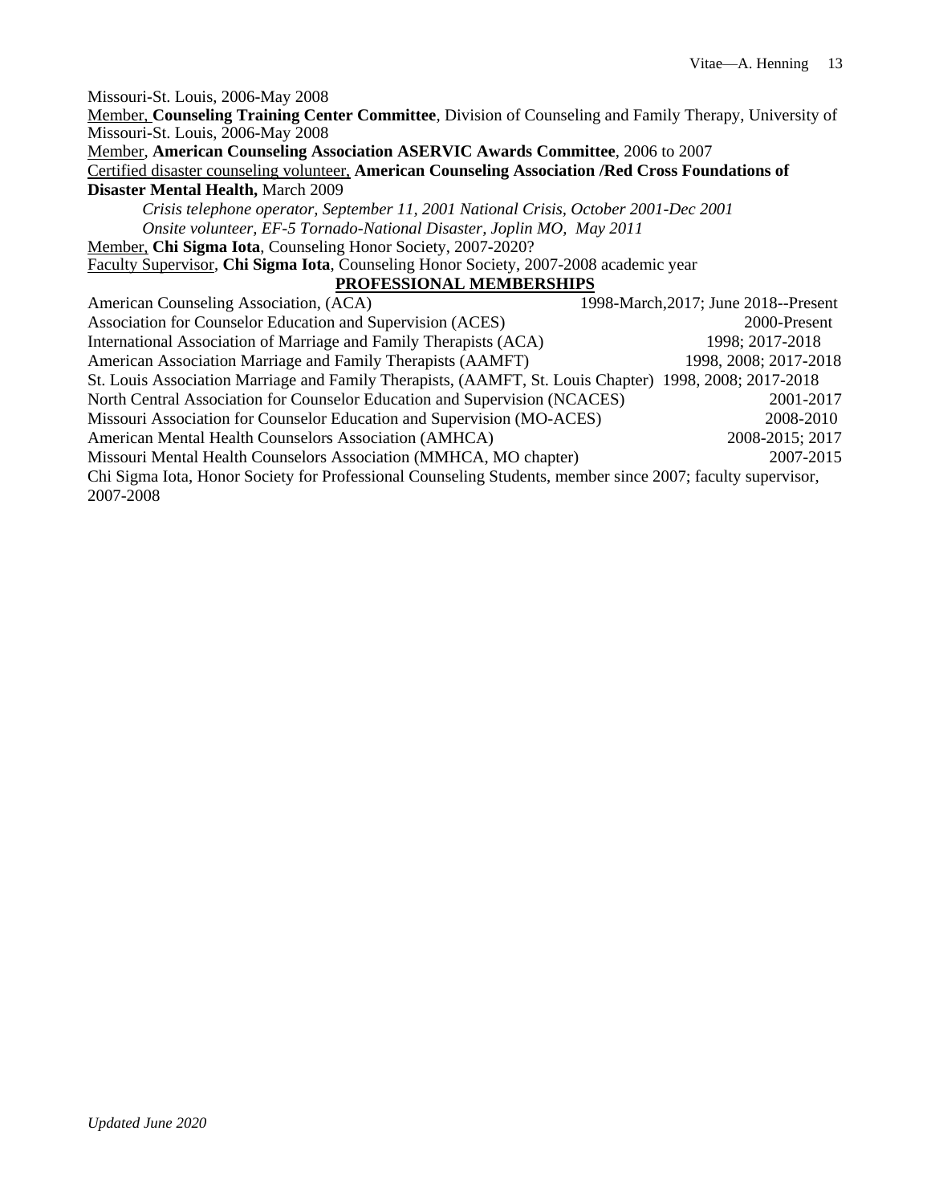Missouri-St. Louis, 2006-May 2008

Member, **Counseling Training Center Committee**, Division of Counseling and Family Therapy, University of Missouri-St. Louis, 2006-May 2008

Member, **American Counseling Association ASERVIC Awards Committee**, 2006 to 2007

Certified disaster counseling volunteer, **American Counseling Association /Red Cross Foundations of Disaster Mental Health,** March 2009

*Crisis telephone operator, September 11, 2001 National Crisis, October 2001-Dec 2001*
*Onsite volunteer, EF-5 Tornado-National Disaster, Joplin MO, May 2011*

Member, **Chi Sigma Iota**, Counseling Honor Society, 2007-2020?

Faculty Supervisor, **Chi Sigma Iota**, Counseling Honor Society, 2007-2008 academic year

## PROFESSIONAL MEMBERSHIPS

American Counseling Association, (ACA) 1998-March,2017; June 2018--Present
Association for Counselor Education and Supervision (ACES) 2000-Present
International Association of Marriage and Family Therapists (ACA) 1998; 2017-2018
American Association Marriage and Family Therapists (AAMFT) 1998, 2008; 2017-2018
St. Louis Association Marriage and Family Therapists, (AAMFT, St. Louis Chapter) 1998, 2008; 2017-2018
North Central Association for Counselor Education and Supervision (NCACES) 2001-2017
Missouri Association for Counselor Education and Supervision (MO-ACES) 2008-2010
American Mental Health Counselors Association (AMHCA) 2008-2015; 2017
Missouri Mental Health Counselors Association (MMHCA, MO chapter) 2007-2015
Chi Sigma Iota, Honor Society for Professional Counseling Students, member since 2007; faculty supervisor, 2007-2008

*Updated June 2020*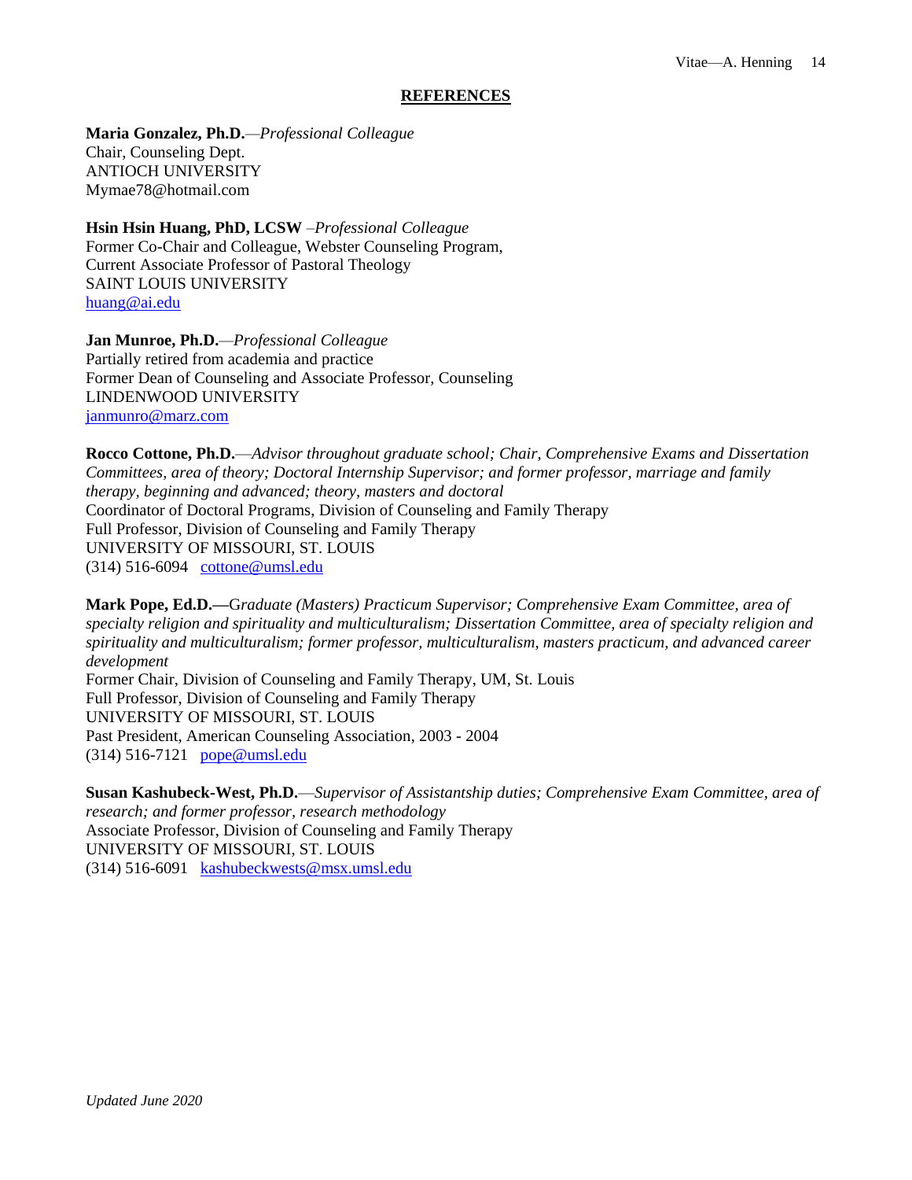## REFERENCES

**Maria Gonzalez, Ph.D.**—*Professional Colleague*
Chair, Counseling Dept.
ANTIOCH UNIVERSITY
Mymae78@hotmail.com

**Hsin Hsin Huang, PhD, LCSW** –*Professional Colleague*
Former Co-Chair and Colleague, Webster Counseling Program,
Current Associate Professor of Pastoral Theology
SAINT LOUIS UNIVERSITY
huang@ai.edu

**Jan Munroe, Ph.D.**—*Professional Colleague*
Partially retired from academia and practice
Former Dean of Counseling and Associate Professor, Counseling
LINDENWOOD UNIVERSITY
janmunro@marz.com

**Rocco Cottone, Ph.D.**—*Advisor throughout graduate school; Chair, Comprehensive Exams and Dissertation Committees, area of theory; Doctoral Internship Supervisor; and former professor, marriage and family therapy, beginning and advanced; theory, masters and doctoral*
Coordinator of Doctoral Programs, Division of Counseling and Family Therapy
Full Professor, Division of Counseling and Family Therapy
UNIVERSITY OF MISSOURI, ST. LOUIS
(314) 516-6094 cottone@umsl.edu

**Mark Pope, Ed.D.—**G*raduate (Masters) Practicum Supervisor; Comprehensive Exam Committee, area of specialty religion and spirituality and multiculturalism; Dissertation Committee, area of specialty religion and spirituality and multiculturalism; former professor, multiculturalism, masters practicum, and advanced career development*
Former Chair, Division of Counseling and Family Therapy, UM, St. Louis
Full Professor, Division of Counseling and Family Therapy
UNIVERSITY OF MISSOURI, ST. LOUIS
Past President, American Counseling Association, 2003 - 2004
(314) 516-7121 pope@umsl.edu

**Susan Kashubeck-West, Ph.D.**—*Supervisor of Assistantship duties; Comprehensive Exam Committee, area of research; and former professor, research methodology*
Associate Professor, Division of Counseling and Family Therapy
UNIVERSITY OF MISSOURI, ST. LOUIS
(314) 516-6091 kashubeckwests@msx.umsl.edu

*Updated June 2020*